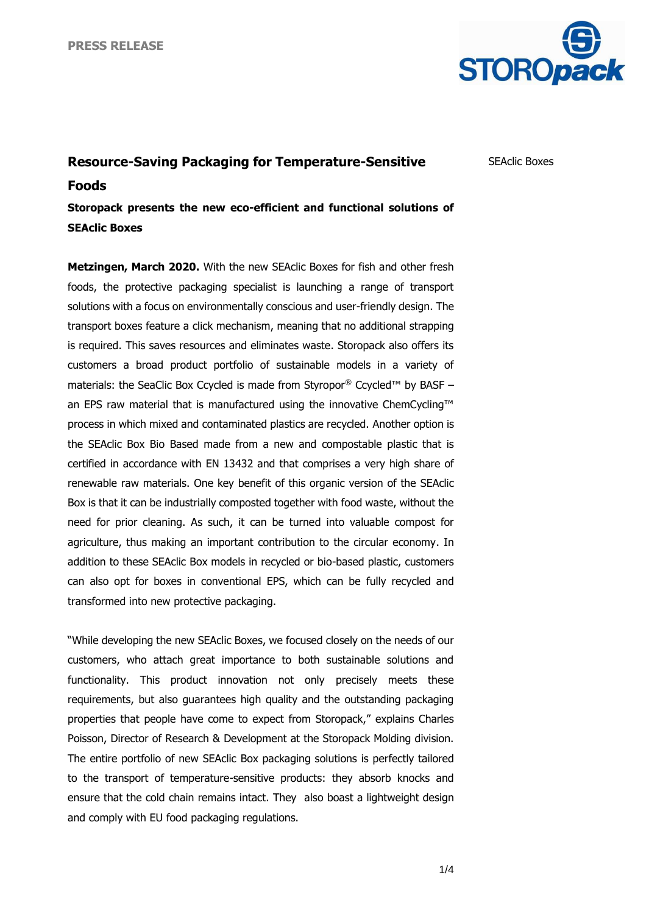PRESS RELEASE

SEAclic Boxes

# Resource-Saving Packaging for Temperature-Sensitive Foods

**Storopack presents the new eco-efficient and functional solutions of SEAclic Boxes**

**Metzingen, March 2020.** With the new SEAclic Boxes for fish and other fresh foods, the protective packaging specialist is launching a range of transport solutions with a focus on environmentally conscious and user-friendly design. The transport boxes feature a click mechanism, meaning that no additional strapping is required. This saves resources and eliminates waste. Storopack also offers its customers a broad product portfolio of sustainable models in a variety of materials: the SeaClic Box Ccycled is made from Styropor® Ccycled™ by BASF – an EPS raw material that is manufactured using the innovative ChemCycling™ process in which mixed and contaminated plastics are recycled. Another option is the SEAclic Box Bio Based made from a new and compostable plastic that is certified in accordance with EN 13432 and that comprises a very high share of renewable raw materials. One key benefit of this organic version of the SEAclic Box is that it can be industrially composted together with food waste, without the need for prior cleaning. As such, it can be turned into valuable compost for agriculture, thus making an important contribution to the circular economy. In addition to these SEAclic Box models in recycled or bio-based plastic, customers can also opt for boxes in conventional EPS, which can be fully recycled and transformed into new protective packaging.

"While developing the new SEAclic Boxes, we focused closely on the needs of our customers, who attach great importance to both sustainable solutions and functionality. This product innovation not only precisely meets these requirements, but also guarantees high quality and the outstanding packaging properties that people have come to expect from Storopack," explains Charles Poisson, Director of Research & Development at the Storopack Molding division. The entire portfolio of new SEAclic Box packaging solutions is perfectly tailored to the transport of temperature-sensitive products: they absorb knocks and ensure that the cold chain remains intact. They also boast a lightweight design and comply with EU food packaging regulations.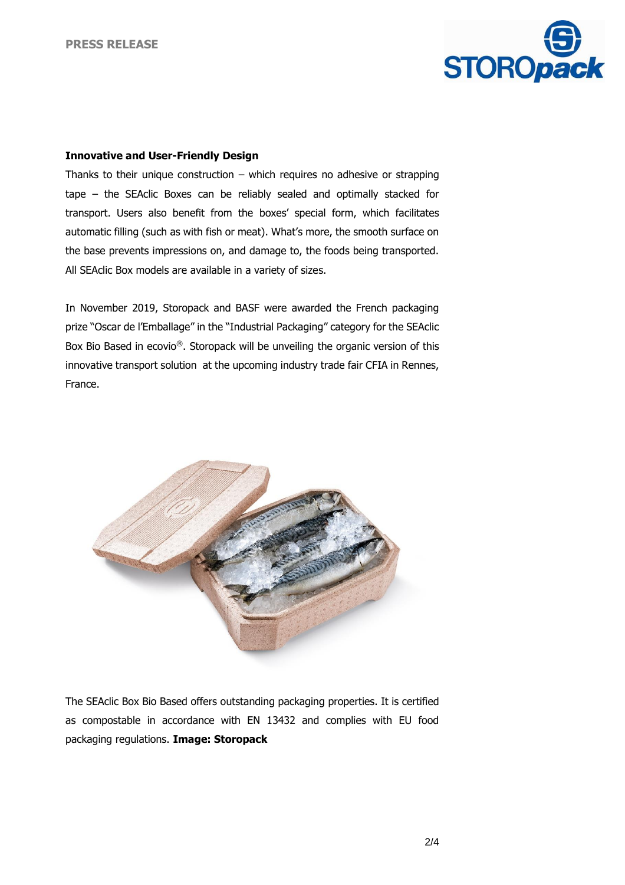### Innovative and User-Friendly Design

Thanks to their unique construction – which requires no adhesive or strapping tape – the SEAclic Boxes can be reliably sealed and optimally stacked for transport. Users also benefit from the boxes' special form, which facilitates automatic filling (such as with fish or meat). What's more, the smooth surface on the base prevents impressions on, and damage to, the foods being transported. All SEAclic Box models are available in a variety of sizes.

In November 2019, Storopack and BASF were awarded the French packaging prize "Oscar de l'Emballage" in the "Industrial Packaging" category for the SEAclic Box Bio Based in ecovio®. Storopack will be unveiling the organic version of this innovative transport solution at the upcoming industry trade fair CFIA in Rennes, France.

The SEAclic Box Bio Based offers outstanding packaging properties. It is certified as compostable in accordance with EN 13432 and complies with EU food packaging regulations. **Image: Storopack**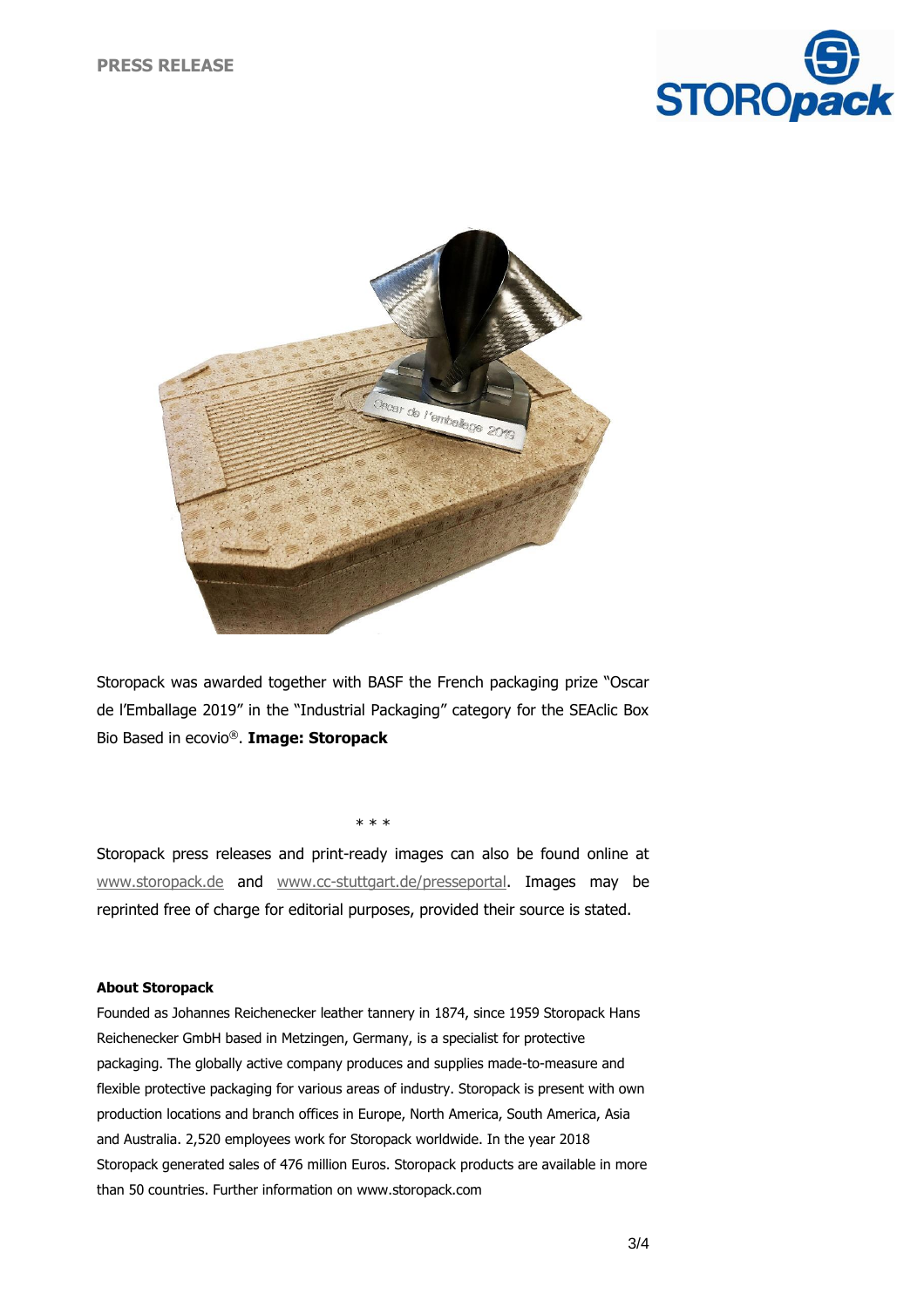Storopack was awarded together with BASF the French packaging prize "Oscar de l'Emballage 2019" in the "Industrial Packaging" category for the SEAclic Box Bio Based in ecovio®. **Image: Storopack**

\* \* \*

Storopack press releases and print-ready images can also be found online at www.storopack.de and www.cc-stuttgart.de/presseportal. Images may be reprinted free of charge for editorial purposes, provided their source is stated.

**About Storopack**

Founded as Johannes Reichenecker leather tannery in 1874, since 1959 Storopack Hans Reichenecker GmbH based in Metzingen, Germany, is a specialist for protective packaging. The globally active company produces and supplies made-to-measure and flexible protective packaging for various areas of industry. Storopack is present with own production locations and branch offices in Europe, North America, South America, Asia and Australia. 2,520 employees work for Storopack worldwide. In the year 2018 Storopack generated sales of 476 million Euros. Storopack products are available in more than 50 countries. Further information on www.storopack.com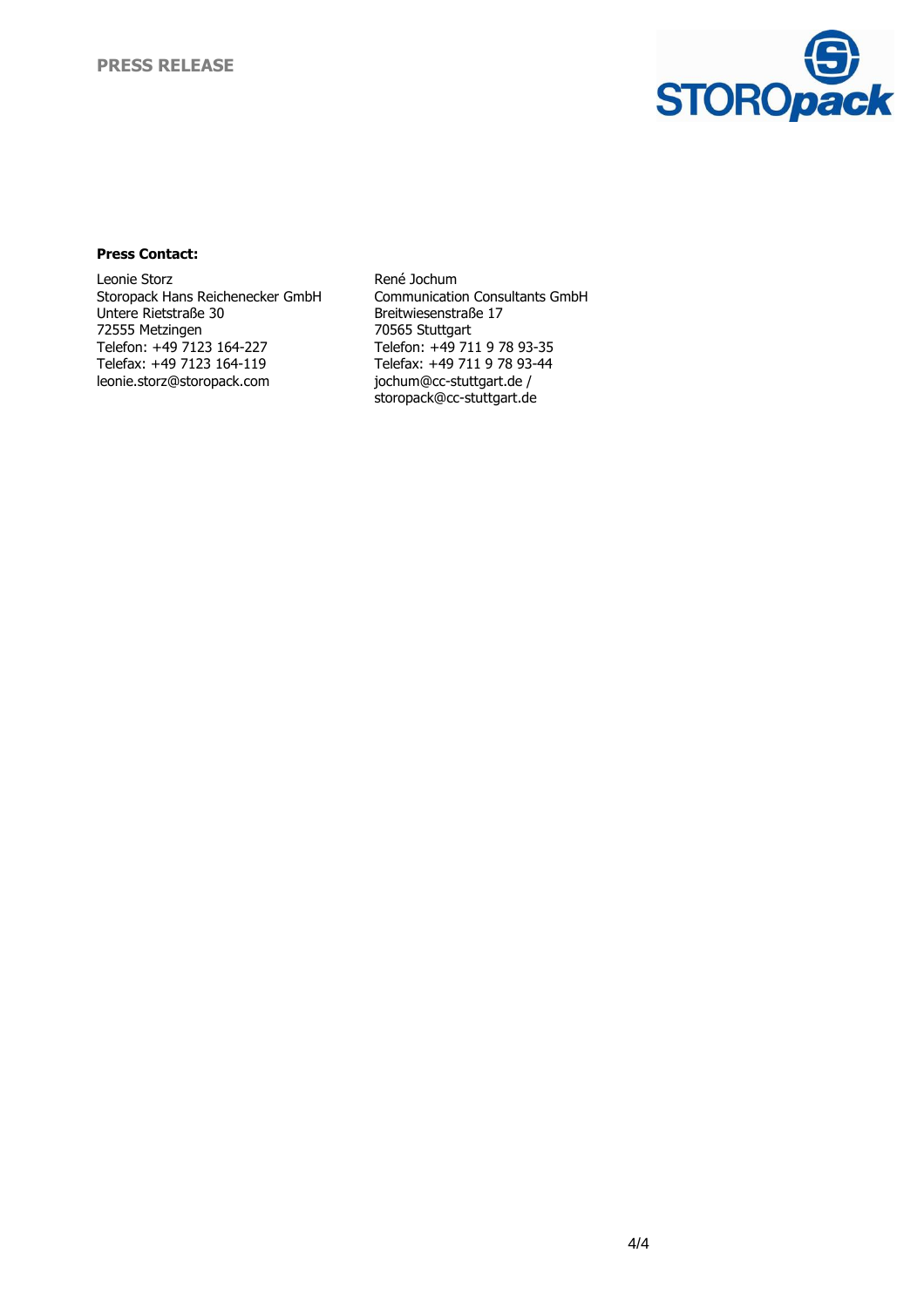**Press Contact:**

Leonie Storz
Storopack Hans Reichenecker GmbH
Untere Rietstraße 30
72555 Metzingen
Telefon: +49 7123 164-227
Telefax: +49 7123 164-119
leonie.storz@storopack.com

René Jochum
Communication Consultants GmbH
Breitwiesenstraße 17
70565 Stuttgart
Telefon: +49 711 9 78 93-35
Telefax: +49 711 9 78 93-44
jochum@cc-stuttgart.de /
storopack@cc-stuttgart.de